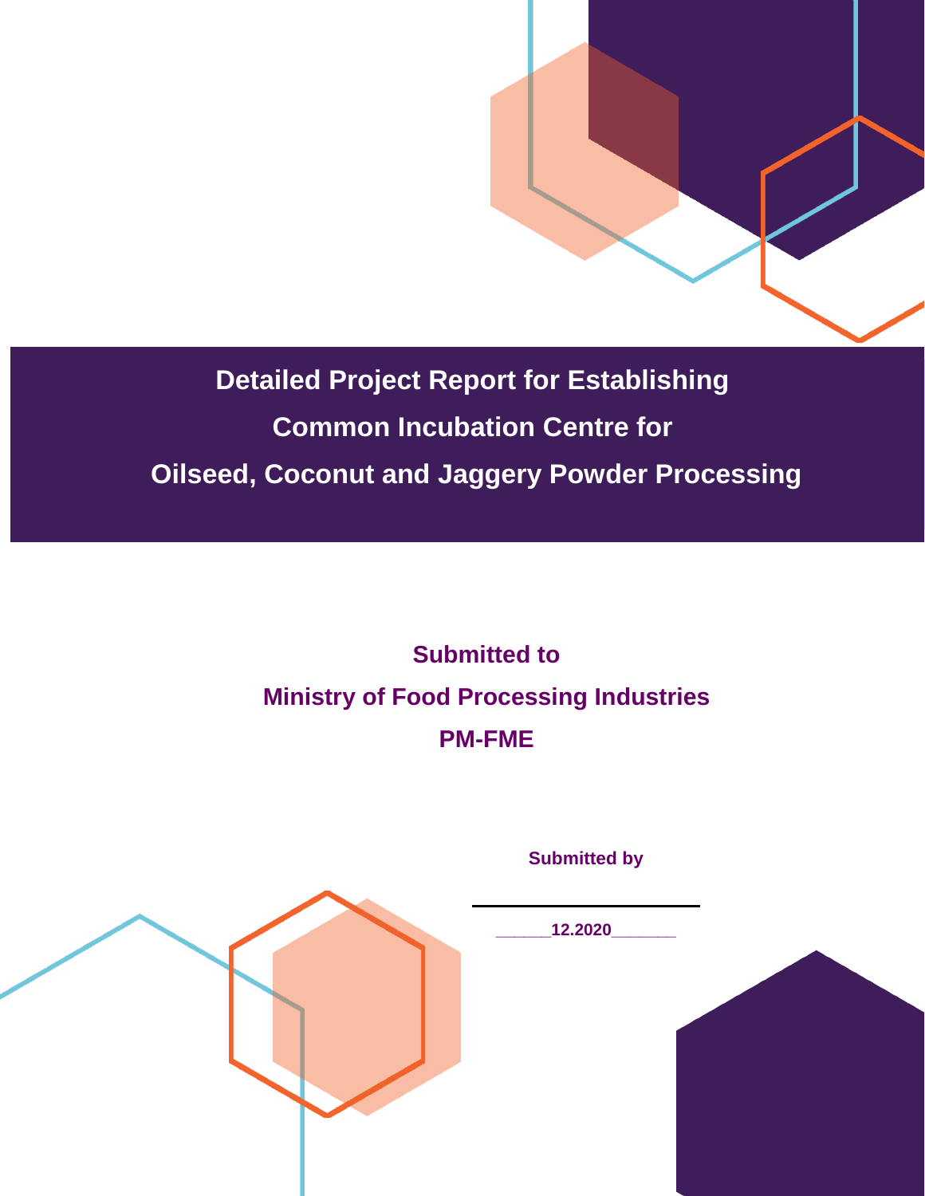# Detailed Project Report for Establishing Common Incubation Centre for Oilseed, Coconut and Jaggery Powder Processing

**Submitted to**

**Ministry of Food Processing Industries**

**PM-FME**

**Submitted by**

______________________

**______12.2020_______**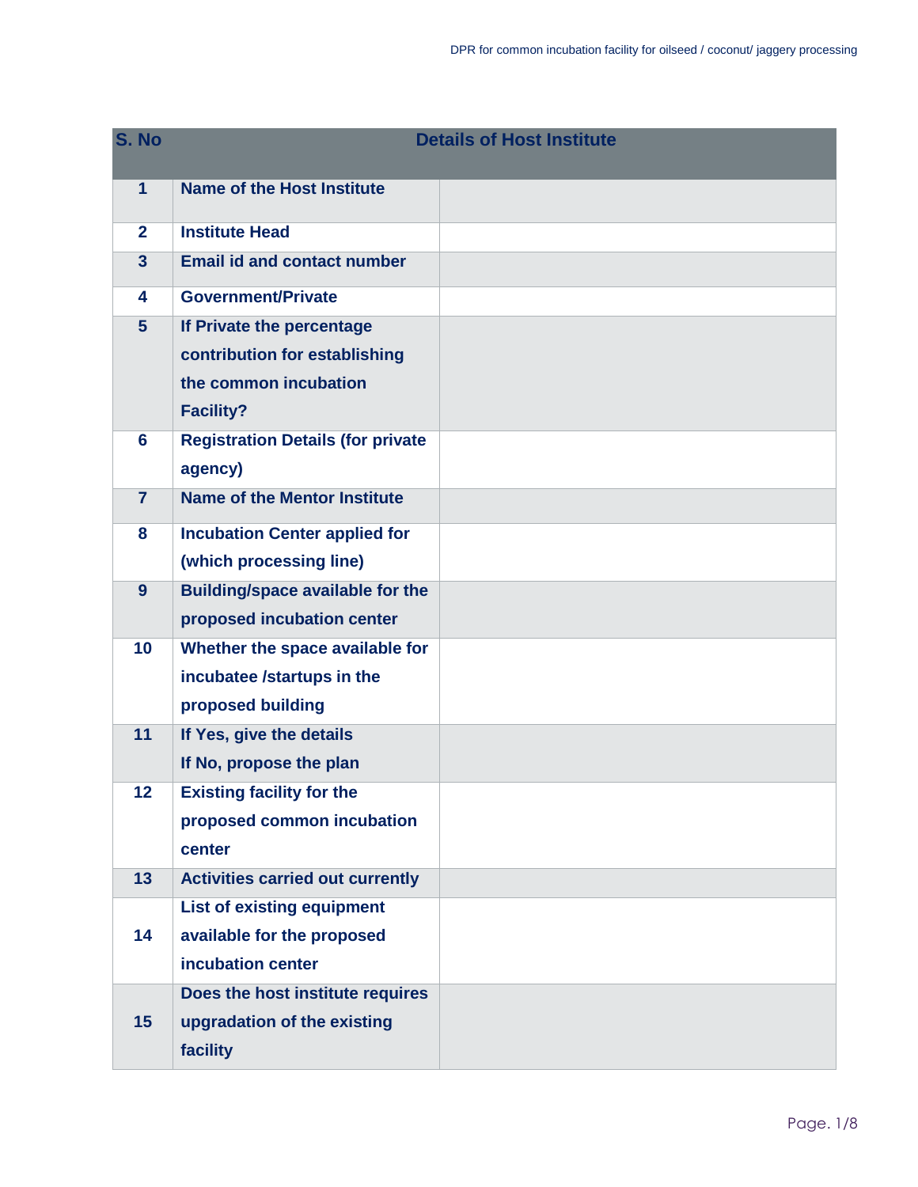| S. No | Details of Host Institute | |
|---|---|---|
| 1 | Name of the Host Institute | |
| 2 | Institute Head | |
| 3 | Email id and contact number | |
| 4 | Government/Private | |
| 5 | If Private the percentage contribution for establishing the common incubation Facility? | |
| 6 | Registration Details (for private agency) | |
| 7 | Name of the Mentor Institute | |
| 8 | Incubation Center applied for (which processing line) | |
| 9 | Building/space available for the proposed incubation center | |
| 10 | Whether the space available for incubatee /startups in the proposed building | |
| 11 | If Yes, give the details<br>If No, propose the plan | |
| 12 | Existing facility for the proposed common incubation center | |
| 13 | Activities carried out currently | |
| 14 | List of existing equipment available for the proposed incubation center | |
| 15 | Does the host institute requires upgradation of the existing facility | |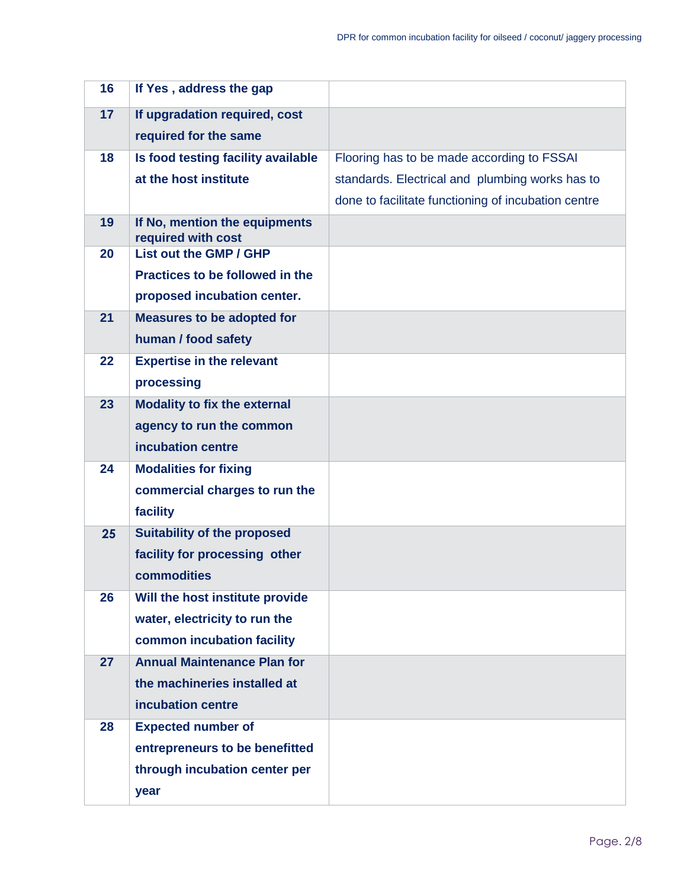| 16 | If Yes , address the gap | |
|---|---|---|
| 17 | If upgradation required, cost required for the same | |
| 18 | Is food testing facility available at the host institute | Flooring has to be made according to FSSAI standards. Electrical and plumbing works has to done to facilitate functioning of incubation centre |
| 19 | If No, mention the equipments required with cost | |
| 20 | List out the GMP / GHP Practices to be followed in the proposed incubation center. | |
| 21 | Measures to be adopted for human / food safety | |
| 22 | Expertise in the relevant processing | |
| 23 | Modality to fix the external agency to run the common incubation centre | |
| 24 | Modalities for fixing commercial charges to run the facility | |
| 25 | Suitability of the proposed facility for processing other commodities | |
| 26 | Will the host institute provide water, electricity to run the common incubation facility | |
| 27 | Annual Maintenance Plan for the machineries installed at incubation centre | |
| 28 | Expected number of entrepreneurs to be benefitted through incubation center per year | |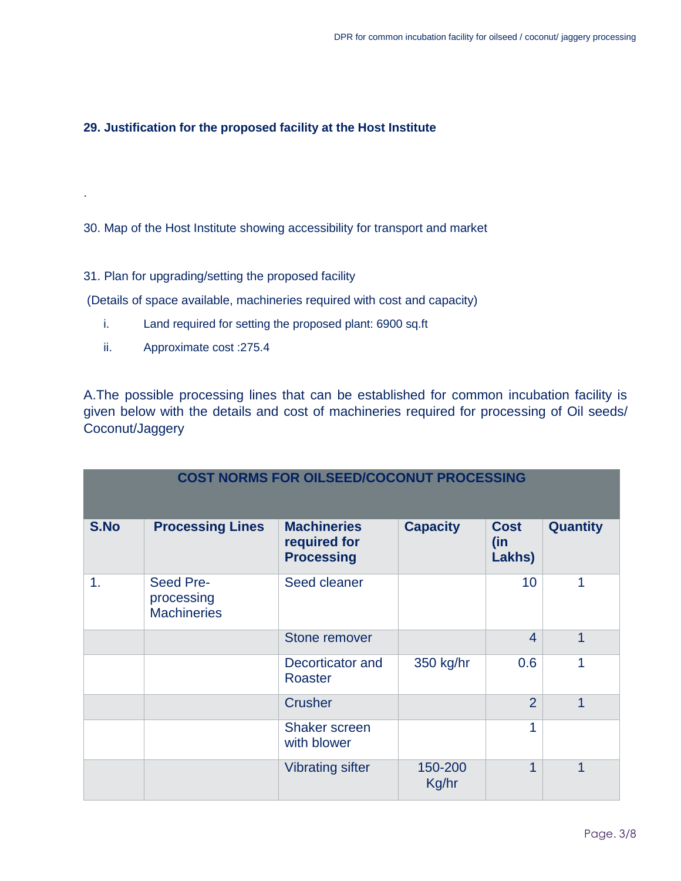### 29. Justification for the proposed facility at the Host Institute

.

30. Map of the Host Institute showing accessibility for transport and market

31. Plan for upgrading/setting the proposed facility

(Details of space available, machineries required with cost and capacity)

i. Land required for setting the proposed plant: 6900 sq.ft

ii. Approximate cost :275.4

A.The possible processing lines that can be established for common incubation facility is given below with the details and cost of machineries required for processing of Oil seeds/ Coconut/Jaggery

| COST NORMS FOR OILSEED/COCONUT PROCESSING | | | | | |
|---|---|---|---|---|---|
| **S.No** | **Processing Lines** | **Machineries required for Processing** | **Capacity** | **Cost (in Lakhs)** | **Quantity** |
| 1. | Seed Pre-processing Machineries | Seed cleaner | | 10 | 1 |
| | | Stone remover | | 4 | 1 |
| | | Decorticator and Roaster | 350 kg/hr | 0.6 | 1 |
| | | Crusher | | 2 | 1 |
| | | Shaker screen with blower | | 1 | |
| | | Vibrating sifter | 150-200 Kg/hr | 1 | 1 |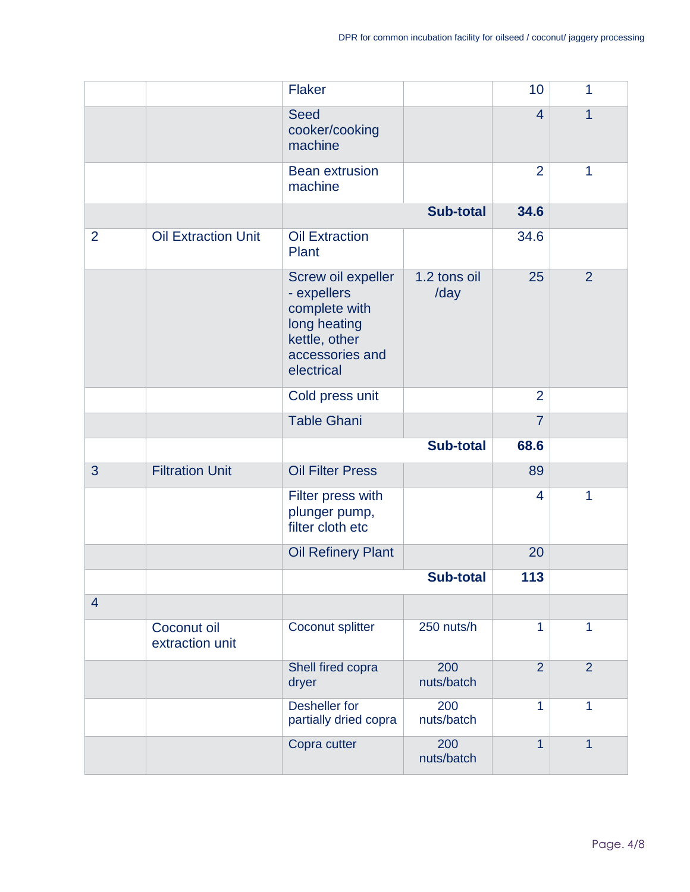| | | | | | |
|---|---|---|---|---|---|
| | | Flaker | | 10 | 1 |
| | | Seed cooker/cooking machine | | 4 | 1 |
| | | Bean extrusion machine | | 2 | 1 |
| | | | **Sub-total** | **34.6** | |
| 2 | Oil Extraction Unit | Oil Extraction Plant | | 34.6 | |
| | | Screw oil expeller - expellers complete with long heating kettle, other accessories and electrical | 1.2 tons oil /day | 25 | 2 |
| | | Cold press unit | | 2 | |
| | | Table Ghani | | 7 | |
| | | | **Sub-total** | **68.6** | |
| 3 | Filtration Unit | Oil Filter Press | | 89 | |
| | | Filter press with plunger pump, filter cloth etc | | 4 | 1 |
| | | Oil Refinery Plant | | 20 | |
| | | | **Sub-total** | **113** | |
| 4 | | | | | |
| | Coconut oil extraction unit | Coconut splitter | 250 nuts/h | 1 | 1 |
| | | Shell fired copra dryer | 200 nuts/batch | 2 | 2 |
| | | Desheller for partially dried copra | 200 nuts/batch | 1 | 1 |
| | | Copra cutter | 200 nuts/batch | 1 | 1 |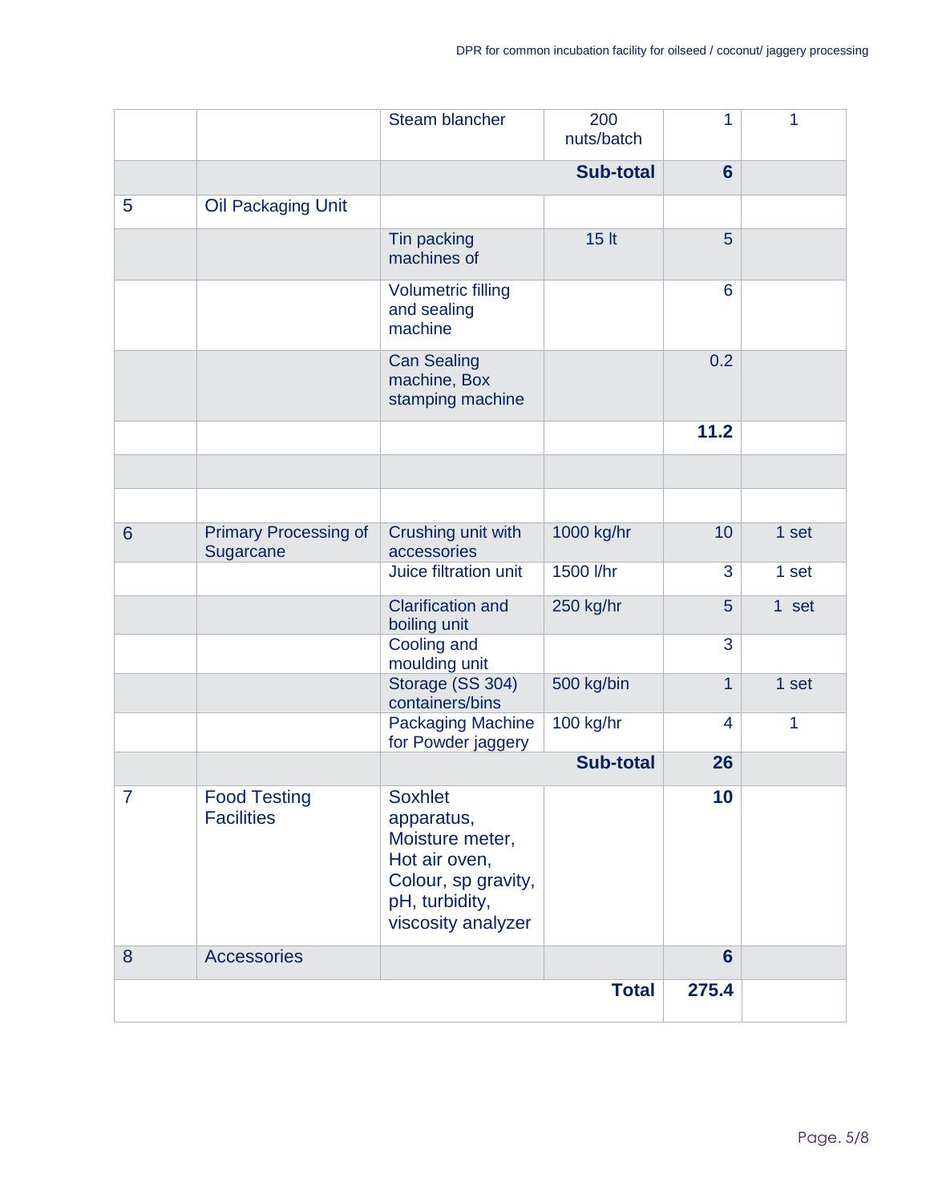| | | Steam blancher | 200 nuts/batch | 1 | 1 |
|---|---|---|---|---|---|
| | | | **Sub-total** | **6** | |
| 5 | Oil Packaging Unit | | | | |
| | | Tin packing machines of | 15 lt | 5 | |
| | | Volumetric filling and sealing machine | | 6 | |
| | | Can Sealing machine, Box stamping machine | | 0.2 | |
| | | | | **11.2** | |
| | | | | | |
| | | | | | |
| 6 | Primary Processing of Sugarcane | Crushing unit with accessories | 1000 kg/hr | 10 | 1 set |
| | | Juice filtration unit | 1500 l/hr | 3 | 1 set |
| | | Clarification and boiling unit | 250 kg/hr | 5 | 1 set |
| | | Cooling and moulding unit | | 3 | |
| | | Storage (SS 304) containers/bins | 500 kg/bin | 1 | 1 set |
| | | Packaging Machine for Powder jaggery | 100 kg/hr | 4 | 1 |
| | | | **Sub-total** | **26** | |
| 7 | Food Testing Facilities | Soxhlet apparatus, Moisture meter, Hot air oven, Colour, sp gravity, pH, turbidity, viscosity analyzer | | **10** | |
| 8 | Accessories | | | **6** | |
| | | | **Total** | **275.4** | |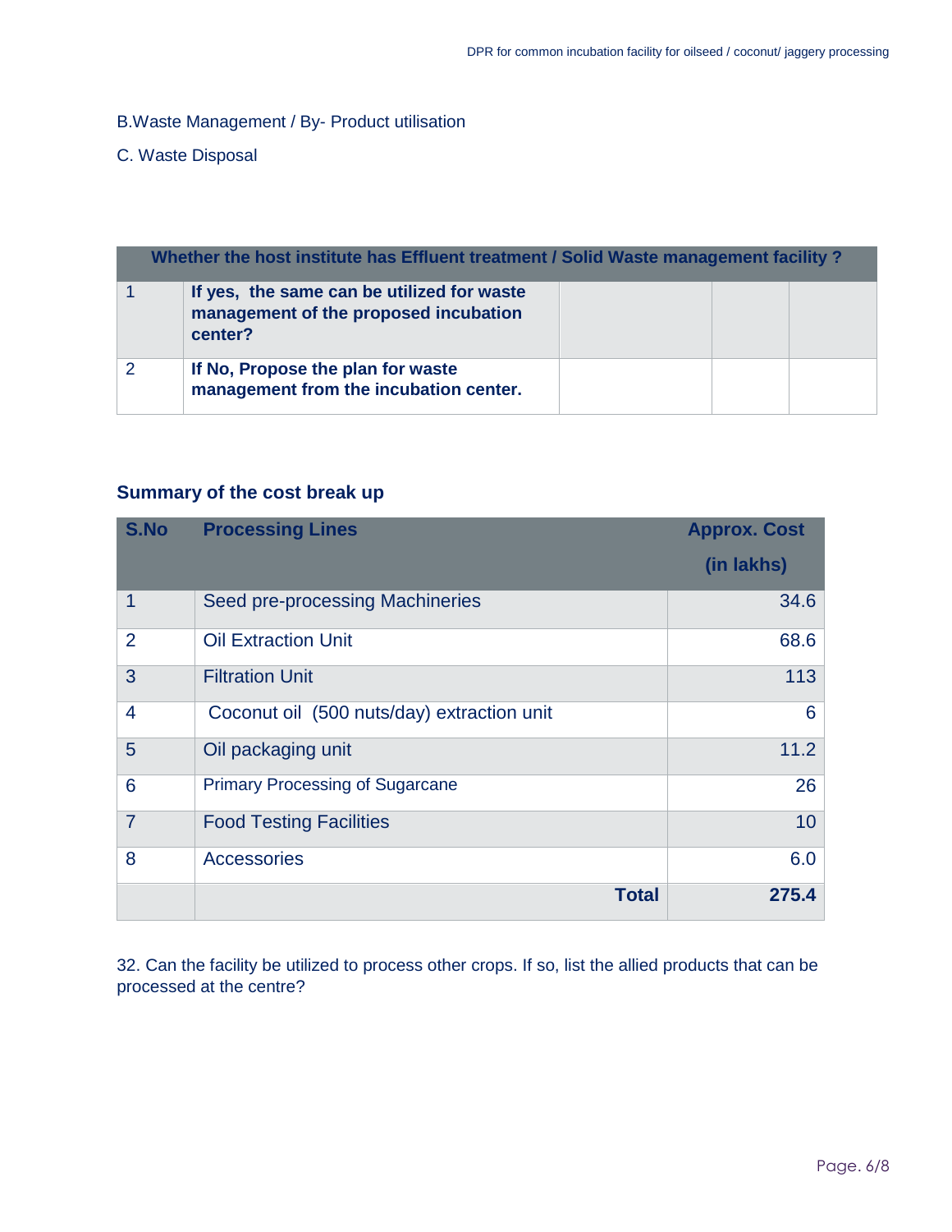B.Waste Management / By- Product utilisation

C. Waste Disposal

| Whether the host institute has Effluent treatment / Solid Waste management facility ? | | | | |
|---|---|---|---|---|
| 1 | **If yes, the same can be utilized for waste management of the proposed incubation center?** | | | |
| 2 | **If No, Propose the plan for waste management from the incubation center.** | | | |

**Summary of the cost break up**

| S.No | Processing Lines | Approx. Cost (in lakhs) |
|---|---|---|
| 1 | Seed pre-processing Machineries | 34.6 |
| 2 | Oil Extraction Unit | 68.6 |
| 3 | Filtration Unit | 113 |
| 4 | Coconut oil (500 nuts/day) extraction unit | 6 |
| 5 | Oil packaging unit | 11.2 |
| 6 | Primary Processing of Sugarcane | 26 |
| 7 | Food Testing Facilities | 10 |
| 8 | Accessories | 6.0 |
| | **Total** | **275.4** |

32. Can the facility be utilized to process other crops. If so, list the allied products that can be processed at the centre?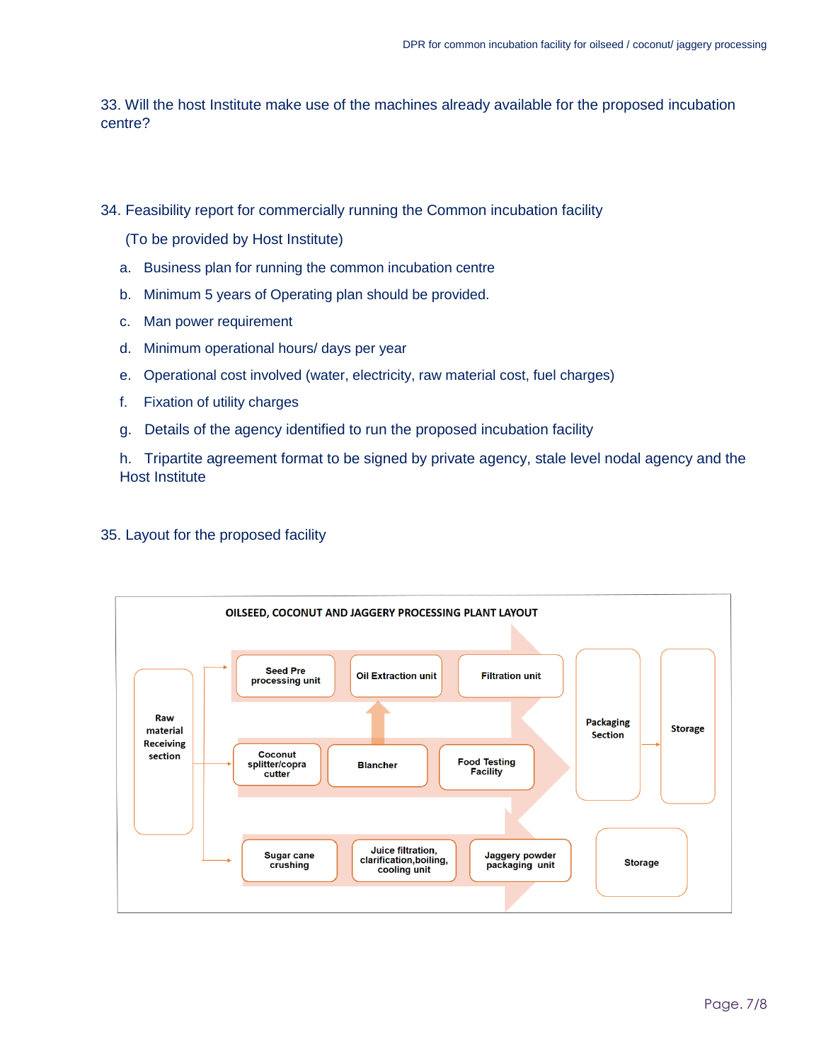33. Will the host Institute make use of the machines already available for the proposed incubation centre?

34. Feasibility report for commercially running the Common incubation facility

(To be provided by Host Institute)

a. Business plan for running the common incubation centre

b. Minimum 5 years of Operating plan should be provided.

c. Man power requirement

d. Minimum operational hours/ days per year

e. Operational cost involved (water, electricity, raw material cost, fuel charges)

f. Fixation of utility charges

g. Details of the agency identified to run the proposed incubation facility

h. Tripartite agreement format to be signed by private agency, stale level nodal agency and the Host Institute

35. Layout for the proposed facility

OILSEED, COCONUT AND JAGGERY PROCESSING PLANT LAYOUT

Raw material Receiving section

Seed Pre processing unit → Oil Extraction unit → Filtration unit

Coconut splitter/copra cutter → Blancher → Food Testing Facility

Sugar cane crushing → Juice filtration, clarification, boiling, cooling unit → Jaggery powder packaging unit

Packaging Section → Storage

Storage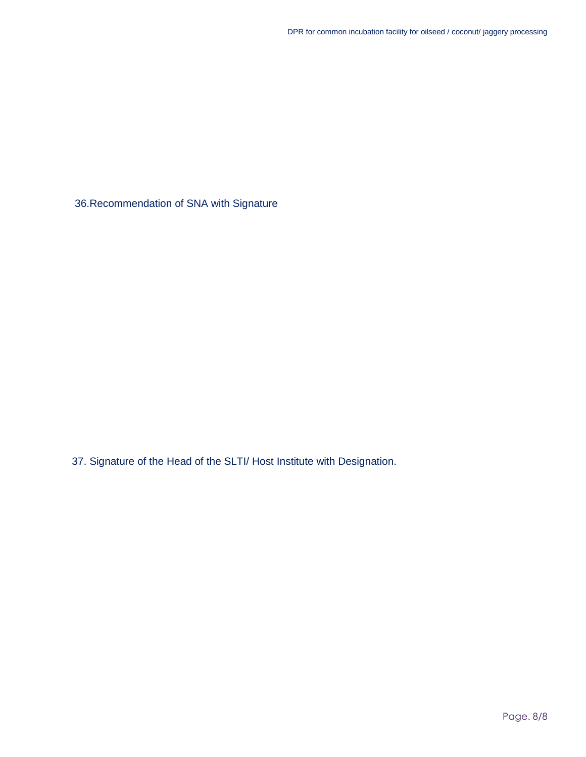36.Recommendation of SNA with Signature

37. Signature of the Head of the SLTI/ Host Institute with Designation.